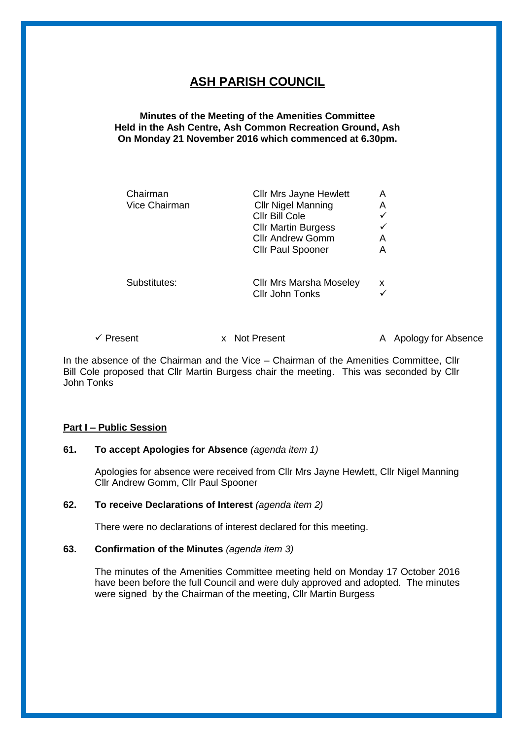# ASH PARISH COUNCIL

**Minutes of the Meeting of the Amenities Committee**
**Held in the Ash Centre, Ash Common Recreation Ground, Ash**
**On Monday 21 November 2016 which commenced at 6.30pm.**

| | | |
|---|---|---|
| Chairman | Cllr Mrs Jayne Hewlett | A |
| Vice Chairman | Cllr Nigel Manning | A |
| | Cllr Bill Cole | ✓ |
| | Cllr Martin Burgess | ✓ |
| | Cllr Andrew Gomm | A |
| | Cllr Paul Spooner | A |
| Substitutes: | Cllr Mrs Marsha Moseley | x |
| | Cllr John Tonks | ✓ |

✓ Present x Not Present A Apology for Absence

In the absence of the Chairman and the Vice – Chairman of the Amenities Committee, Cllr Bill Cole proposed that Cllr Martin Burgess chair the meeting. This was seconded by Cllr John Tonks

**Part I – Public Session**

**61. To accept Apologies for Absence** *(agenda item 1)*

Apologies for absence were received from Cllr Mrs Jayne Hewlett, Cllr Nigel Manning Cllr Andrew Gomm, Cllr Paul Spooner

**62. To receive Declarations of Interest** *(agenda item 2)*

There were no declarations of interest declared for this meeting.

**63. Confirmation of the Minutes** *(agenda item 3)*

The minutes of the Amenities Committee meeting held on Monday 17 October 2016 have been before the full Council and were duly approved and adopted. The minutes were signed by the Chairman of the meeting, Cllr Martin Burgess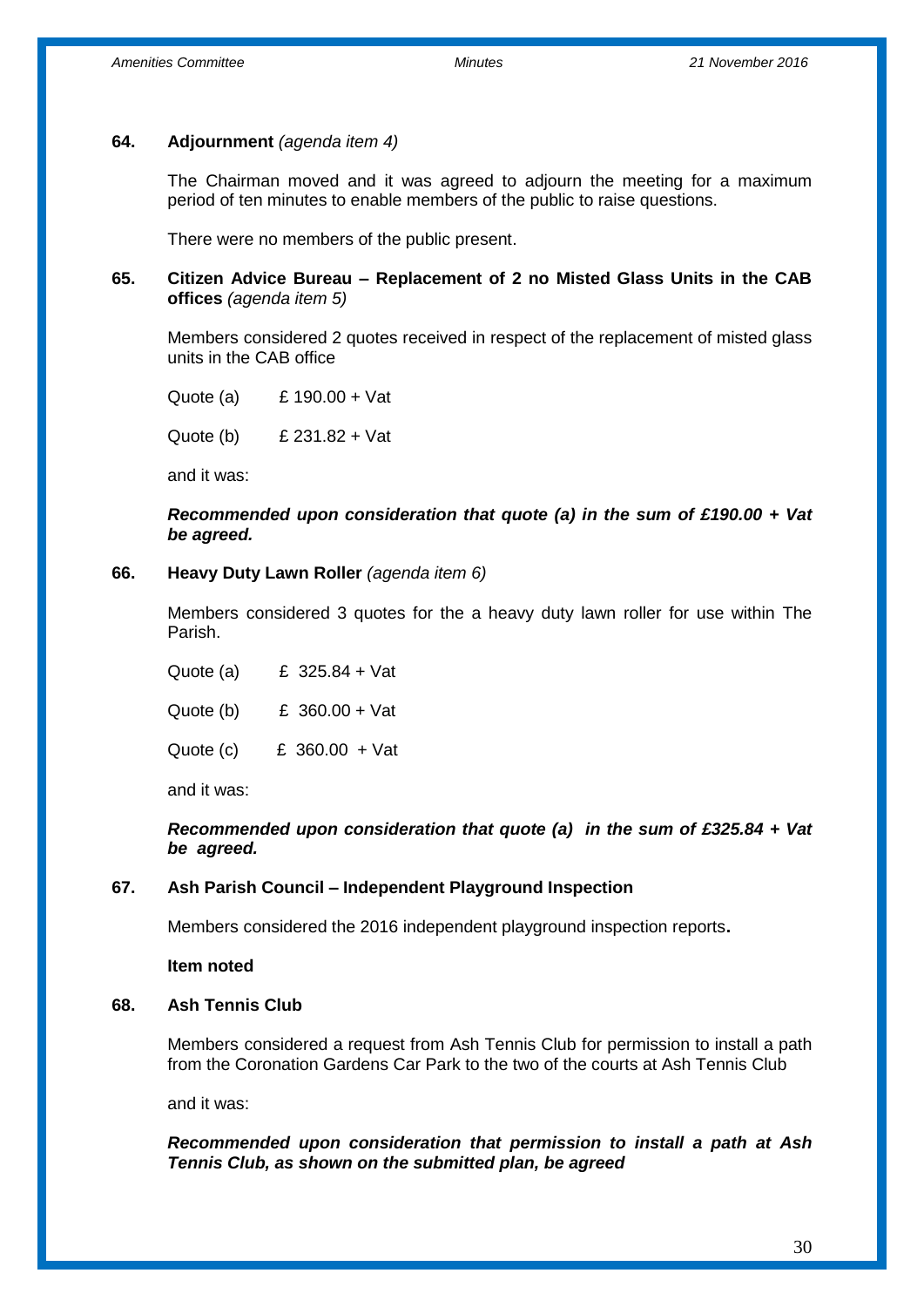**64. Adjournment** *(agenda item 4)*

The Chairman moved and it was agreed to adjourn the meeting for a maximum period of ten minutes to enable members of the public to raise questions.

There were no members of the public present.

**65. Citizen Advice Bureau – Replacement of 2 no Misted Glass Units in the CAB offices** *(agenda item 5)*

Members considered 2 quotes received in respect of the replacement of misted glass units in the CAB office

Quote (a) £ 190.00 + Vat

Quote (b) £ 231.82 + Vat

and it was:

***Recommended upon consideration that quote (a) in the sum of £190.00 + Vat be agreed.***

**66. Heavy Duty Lawn Roller** *(agenda item 6)*

Members considered 3 quotes for the a heavy duty lawn roller for use within The Parish.

Quote (a) £ 325.84 + Vat

Quote (b) £ 360.00 + Vat

Quote (c) £ 360.00 + Vat

and it was:

***Recommended upon consideration that quote (a) in the sum of £325.84 + Vat be agreed.***

**67. Ash Parish Council – Independent Playground Inspection**

Members considered the 2016 independent playground inspection reports.

**Item noted**

**68. Ash Tennis Club**

Members considered a request from Ash Tennis Club for permission to install a path from the Coronation Gardens Car Park to the two of the courts at Ash Tennis Club

and it was:

***Recommended upon consideration that permission to install a path at Ash Tennis Club, as shown on the submitted plan, be agreed***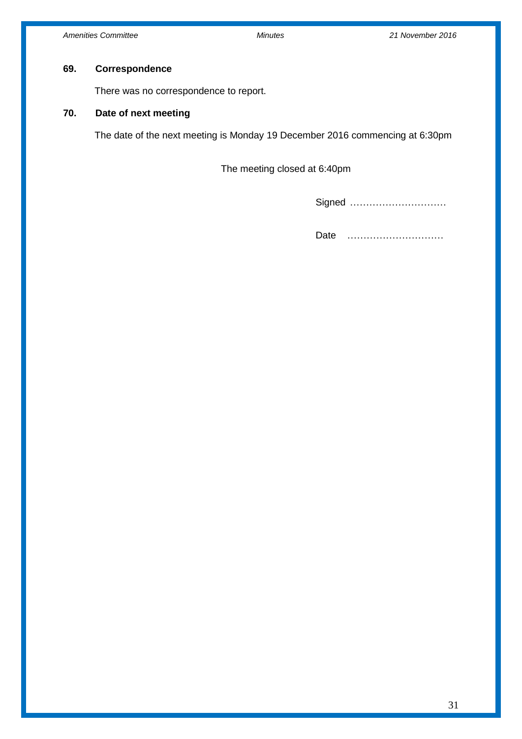## 69. Correspondence

There was no correspondence to report.

## 70. Date of next meeting

The date of the next meeting is Monday 19 December 2016 commencing at 6:30pm

The meeting closed at 6:40pm

Signed …………………………

Date …………………………